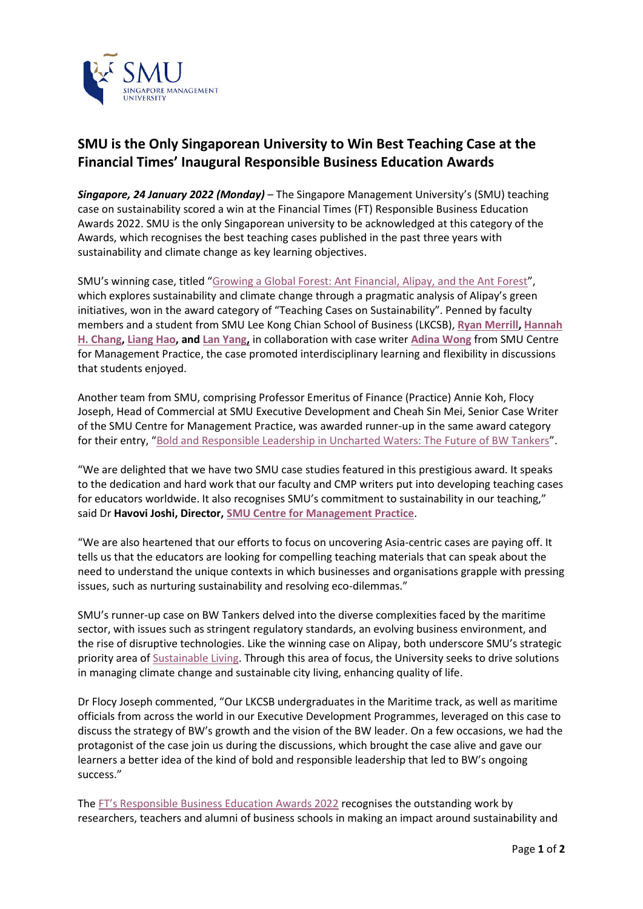# SMU is the Only Singaporean University to Win Best Teaching Case at the Financial Times' Inaugural Responsible Business Education Awards

***Singapore, 24 January 2022 (Monday)*** – The Singapore Management University's (SMU) teaching case on sustainability scored a win at the Financial Times (FT) Responsible Business Education Awards 2022. SMU is the only Singaporean university to be acknowledged at this category of the Awards, which recognises the best teaching cases published in the past three years with sustainability and climate change as key learning objectives.

SMU's winning case, titled "Growing a Global Forest: Ant Financial, Alipay, and the Ant Forest", which explores sustainability and climate change through a pragmatic analysis of Alipay's green initiatives, won in the award category of "Teaching Cases on Sustainability". Penned by faculty members and a student from SMU Lee Kong Chian School of Business (LKCSB), **Ryan Merrill**, **Hannah H. Chang**, **Liang Hao**, **and Lan Yang**, in collaboration with case writer **Adina Wong** from SMU Centre for Management Practice, the case promoted interdisciplinary learning and flexibility in discussions that students enjoyed.

Another team from SMU, comprising Professor Emeritus of Finance (Practice) Annie Koh, Flocy Joseph, Head of Commercial at SMU Executive Development and Cheah Sin Mei, Senior Case Writer of the SMU Centre for Management Practice, was awarded runner-up in the same award category for their entry, "Bold and Responsible Leadership in Uncharted Waters: The Future of BW Tankers".

"We are delighted that we have two SMU case studies featured in this prestigious award. It speaks to the dedication and hard work that our faculty and CMP writers put into developing teaching cases for educators worldwide. It also recognises SMU's commitment to sustainability in our teaching," said Dr **Havovi Joshi, Director, SMU Centre for Management Practice**.

"We are also heartened that our efforts to focus on uncovering Asia-centric cases are paying off. It tells us that the educators are looking for compelling teaching materials that can speak about the need to understand the unique contexts in which businesses and organisations grapple with pressing issues, such as nurturing sustainability and resolving eco-dilemmas."

SMU's runner-up case on BW Tankers delved into the diverse complexities faced by the maritime sector, with issues such as stringent regulatory standards, an evolving business environment, and the rise of disruptive technologies. Like the winning case on Alipay, both underscore SMU's strategic priority area of Sustainable Living. Through this area of focus, the University seeks to drive solutions in managing climate change and sustainable city living, enhancing quality of life.

Dr Flocy Joseph commented, "Our LKCSB undergraduates in the Maritime track, as well as maritime officials from across the world in our Executive Development Programmes, leveraged on this case to discuss the strategy of BW's growth and the vision of the BW leader. On a few occasions, we had the protagonist of the case join us during the discussions, which brought the case alive and gave our learners a better idea of the kind of bold and responsible leadership that led to BW's ongoing success."

The FT's Responsible Business Education Awards 2022 recognises the outstanding work by researchers, teachers and alumni of business schools in making an impact around sustainability and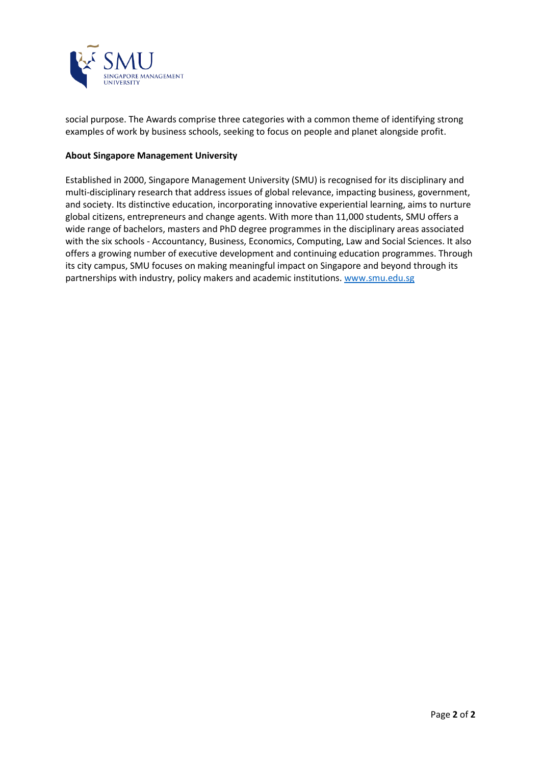social purpose. The Awards comprise three categories with a common theme of identifying strong examples of work by business schools, seeking to focus on people and planet alongside profit.

**About Singapore Management University**

Established in 2000, Singapore Management University (SMU) is recognised for its disciplinary and multi-disciplinary research that address issues of global relevance, impacting business, government, and society. Its distinctive education, incorporating innovative experiential learning, aims to nurture global citizens, entrepreneurs and change agents. With more than 11,000 students, SMU offers a wide range of bachelors, masters and PhD degree programmes in the disciplinary areas associated with the six schools - Accountancy, Business, Economics, Computing, Law and Social Sciences. It also offers a growing number of executive development and continuing education programmes. Through its city campus, SMU focuses on making meaningful impact on Singapore and beyond through its partnerships with industry, policy makers and academic institutions. [www.smu.edu.sg](http://www.smu.edu.sg)